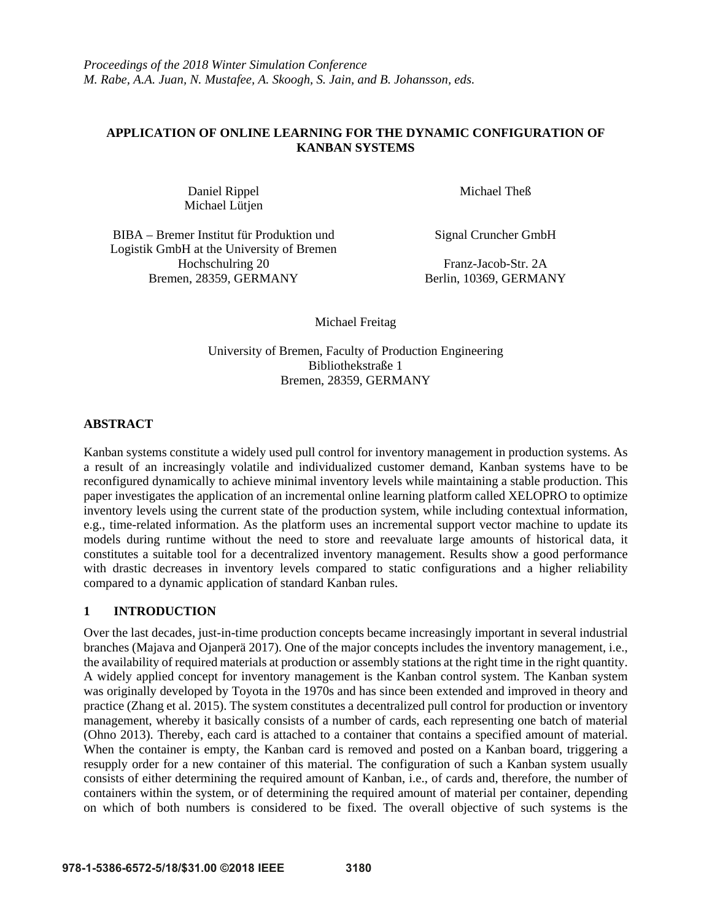*Proceedings of the 2018 Winter Simulation Conference*
*M. Rabe, A.A. Juan, N. Mustafee, A. Skoogh, S. Jain, and B. Johansson, eds.*

# APPLICATION OF ONLINE LEARNING FOR THE DYNAMIC CONFIGURATION OF KANBAN SYSTEMS

Daniel Rippel
Michael Lütjen

BIBA – Bremer Institut für Produktion und Logistik GmbH at the University of Bremen
Hochschulring 20
Bremen, 28359, GERMANY

Michael Theß

Signal Cruncher GmbH

Franz-Jacob-Str. 2A
Berlin, 10369, GERMANY

Michael Freitag

University of Bremen, Faculty of Production Engineering
Bibliothekstraße 1
Bremen, 28359, GERMANY

## ABSTRACT

Kanban systems constitute a widely used pull control for inventory management in production systems. As a result of an increasingly volatile and individualized customer demand, Kanban systems have to be reconfigured dynamically to achieve minimal inventory levels while maintaining a stable production. This paper investigates the application of an incremental online learning platform called XELOPRO to optimize inventory levels using the current state of the production system, while including contextual information, e.g., time-related information. As the platform uses an incremental support vector machine to update its models during runtime without the need to store and reevaluate large amounts of historical data, it constitutes a suitable tool for a decentralized inventory management. Results show a good performance with drastic decreases in inventory levels compared to static configurations and a higher reliability compared to a dynamic application of standard Kanban rules.

## 1 INTRODUCTION

Over the last decades, just-in-time production concepts became increasingly important in several industrial branches (Majava and Ojanperä 2017). One of the major concepts includes the inventory management, i.e., the availability of required materials at production or assembly stations at the right time in the right quantity. A widely applied concept for inventory management is the Kanban control system. The Kanban system was originally developed by Toyota in the 1970s and has since been extended and improved in theory and practice (Zhang et al. 2015). The system constitutes a decentralized pull control for production or inventory management, whereby it basically consists of a number of cards, each representing one batch of material (Ohno 2013). Thereby, each card is attached to a container that contains a specified amount of material. When the container is empty, the Kanban card is removed and posted on a Kanban board, triggering a resupply order for a new container of this material. The configuration of such a Kanban system usually consists of either determining the required amount of Kanban, i.e., of cards and, therefore, the number of containers within the system, or of determining the required amount of material per container, depending on which of both numbers is considered to be fixed. The overall objective of such systems is the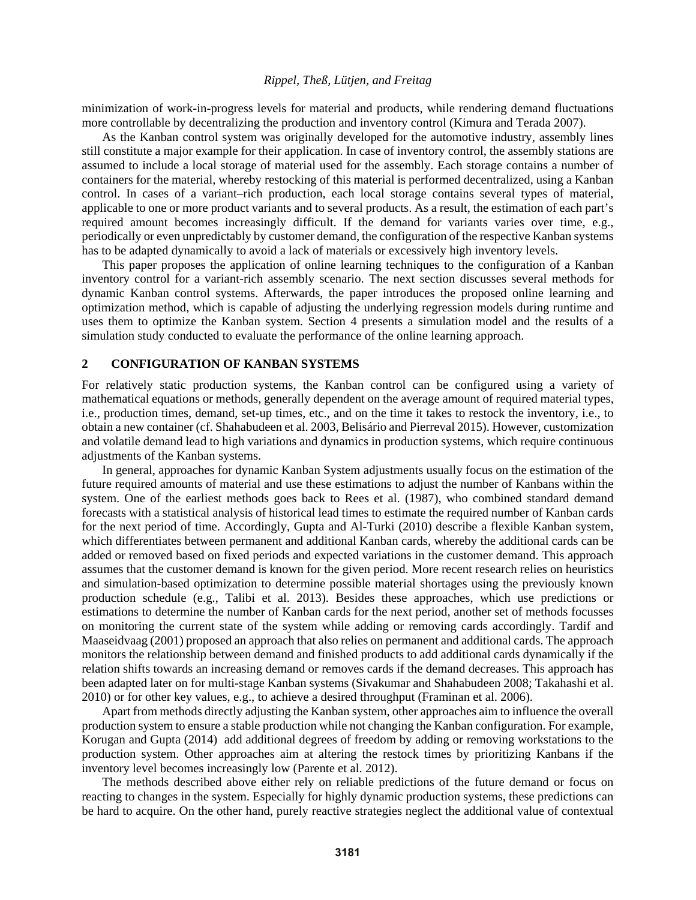minimization of work-in-progress levels for material and products, while rendering demand fluctuations more controllable by decentralizing the production and inventory control (Kimura and Terada 2007).

As the Kanban control system was originally developed for the automotive industry, assembly lines still constitute a major example for their application. In case of inventory control, the assembly stations are assumed to include a local storage of material used for the assembly. Each storage contains a number of containers for the material, whereby restocking of this material is performed decentralized, using a Kanban control. In cases of a variant–rich production, each local storage contains several types of material, applicable to one or more product variants and to several products. As a result, the estimation of each part's required amount becomes increasingly difficult. If the demand for variants varies over time, e.g., periodically or even unpredictably by customer demand, the configuration of the respective Kanban systems has to be adapted dynamically to avoid a lack of materials or excessively high inventory levels.

This paper proposes the application of online learning techniques to the configuration of a Kanban inventory control for a variant-rich assembly scenario. The next section discusses several methods for dynamic Kanban control systems. Afterwards, the paper introduces the proposed online learning and optimization method, which is capable of adjusting the underlying regression models during runtime and uses them to optimize the Kanban system. Section 4 presents a simulation model and the results of a simulation study conducted to evaluate the performance of the online learning approach.

## 2 CONFIGURATION OF KANBAN SYSTEMS

For relatively static production systems, the Kanban control can be configured using a variety of mathematical equations or methods, generally dependent on the average amount of required material types, i.e., production times, demand, set-up times, etc., and on the time it takes to restock the inventory, i.e., to obtain a new container (cf. Shahabudeen et al. 2003, Belisário and Pierreval 2015). However, customization and volatile demand lead to high variations and dynamics in production systems, which require continuous adjustments of the Kanban systems.

In general, approaches for dynamic Kanban System adjustments usually focus on the estimation of the future required amounts of material and use these estimations to adjust the number of Kanbans within the system. One of the earliest methods goes back to Rees et al. (1987), who combined standard demand forecasts with a statistical analysis of historical lead times to estimate the required number of Kanban cards for the next period of time. Accordingly, Gupta and Al-Turki (2010) describe a flexible Kanban system, which differentiates between permanent and additional Kanban cards, whereby the additional cards can be added or removed based on fixed periods and expected variations in the customer demand. This approach assumes that the customer demand is known for the given period. More recent research relies on heuristics and simulation-based optimization to determine possible material shortages using the previously known production schedule (e.g., Talibi et al. 2013). Besides these approaches, which use predictions or estimations to determine the number of Kanban cards for the next period, another set of methods focusses on monitoring the current state of the system while adding or removing cards accordingly. Tardif and Maaseidvaag (2001) proposed an approach that also relies on permanent and additional cards. The approach monitors the relationship between demand and finished products to add additional cards dynamically if the relation shifts towards an increasing demand or removes cards if the demand decreases. This approach has been adapted later on for multi-stage Kanban systems (Sivakumar and Shahabudeen 2008; Takahashi et al. 2010) or for other key values, e.g., to achieve a desired throughput (Framinan et al. 2006).

Apart from methods directly adjusting the Kanban system, other approaches aim to influence the overall production system to ensure a stable production while not changing the Kanban configuration. For example, Korugan and Gupta (2014) add additional degrees of freedom by adding or removing workstations to the production system. Other approaches aim at altering the restock times by prioritizing Kanbans if the inventory level becomes increasingly low (Parente et al. 2012).

The methods described above either rely on reliable predictions of the future demand or focus on reacting to changes in the system. Especially for highly dynamic production systems, these predictions can be hard to acquire. On the other hand, purely reactive strategies neglect the additional value of contextual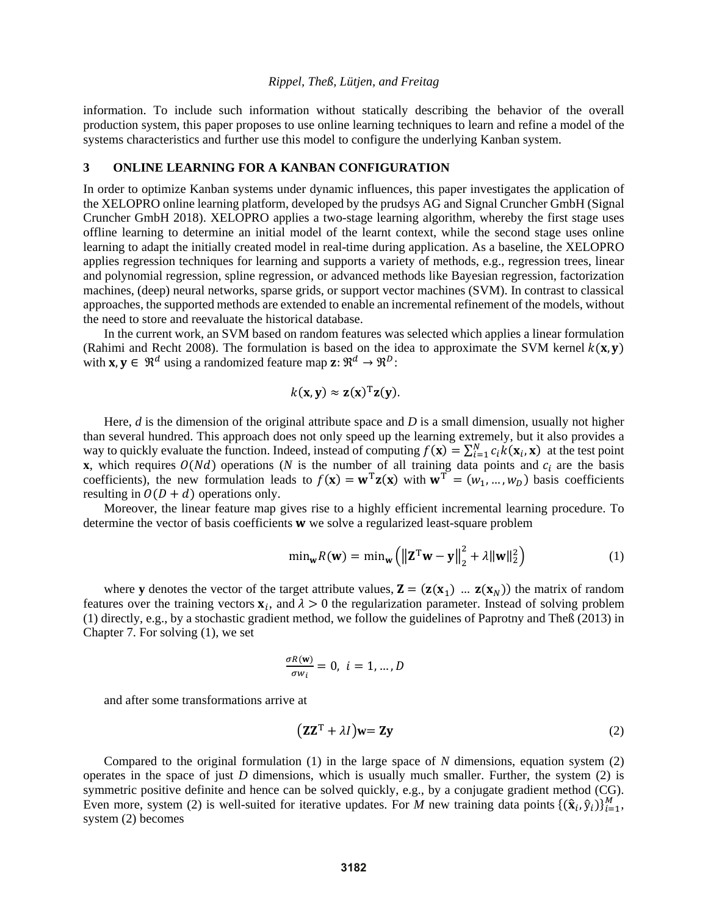information. To include such information without statically describing the behavior of the overall production system, this paper proposes to use online learning techniques to learn and refine a model of the systems characteristics and further use this model to configure the underlying Kanban system.

## 3 ONLINE LEARNING FOR A KANBAN CONFIGURATION

In order to optimize Kanban systems under dynamic influences, this paper investigates the application of the XELOPRO online learning platform, developed by the prudsys AG and Signal Cruncher GmbH (Signal Cruncher GmbH 2018). XELOPRO applies a two-stage learning algorithm, whereby the first stage uses offline learning to determine an initial model of the learnt context, while the second stage uses online learning to adapt the initially created model in real-time during application. As a baseline, the XELOPRO applies regression techniques for learning and supports a variety of methods, e.g., regression trees, linear and polynomial regression, spline regression, or advanced methods like Bayesian regression, factorization machines, (deep) neural networks, sparse grids, or support vector machines (SVM). In contrast to classical approaches, the supported methods are extended to enable an incremental refinement of the models, without the need to store and reevaluate the historical database.

In the current work, an SVM based on random features was selected which applies a linear formulation (Rahimi and Recht 2008). The formulation is based on the idea to approximate the SVM kernel $k(\mathbf{x}, \mathbf{y})$ with $\mathbf{x}, \mathbf{y} \in \Re^d$ using a randomized feature map $\mathbf{z}: \Re^d \rightarrow \Re^D$:

$$k(\mathbf{x}, \mathbf{y}) \approx \mathbf{z}(\mathbf{x})^{\mathrm{T}}\mathbf{z}(\mathbf{y}).$$

Here, *d* is the dimension of the original attribute space and *D* is a small dimension, usually not higher than several hundred. This approach does not only speed up the learning extremely, but it also provides a way to quickly evaluate the function. Indeed, instead of computing $f(\mathbf{x}) = \sum_{i=1}^{N} c_i k(\mathbf{x}_i, \mathbf{x})$ at the test point $\mathbf{x}$, which requires $O(Nd)$ operations (*N* is the number of all training data points and $c_i$ are the basis coefficients), the new formulation leads to $f(\mathbf{x}) = \mathbf{w}^{\mathrm{T}}\mathbf{z}(\mathbf{x})$ with $\mathbf{w}^{\mathrm{T}} = (w_1, \dots, w_D)$ basis coefficients resulting in $O(D + d)$ operations only.

Moreover, the linear feature map gives rise to a highly efficient incremental learning procedure. To determine the vector of basis coefficients $\mathbf{w}$ we solve a regularized least-square problem

$$\min_{\mathbf{w}} R(\mathbf{w}) = \min_{\mathbf{w}} \left( \left\| \mathbf{Z}^{\mathrm{T}}\mathbf{w} - \mathbf{y} \right\|_2^2 + \lambda \|\mathbf{w}\|_2^2 \right) \tag{1}$$

where $\mathbf{y}$ denotes the vector of the target attribute values, $\mathbf{Z} = (\mathbf{z}(\mathbf{x}_1) \;\dots\; \mathbf{z}(\mathbf{x}_N))$ the matrix of random features over the training vectors $\mathbf{x}_i$, and $\lambda > 0$ the regularization parameter. Instead of solving problem (1) directly, e.g., by a stochastic gradient method, we follow the guidelines of Paprotny and Theß (2013) in Chapter 7. For solving (1), we set

$$\frac{\sigma R(\mathbf{w})}{\sigma w_i} = 0, \; i = 1, \dots, D$$

and after some transformations arrive at

$$\left(\mathbf{Z}\mathbf{Z}^{\mathrm{T}} + \lambda I\right)\mathbf{w} = \mathbf{Z}\mathbf{y} \tag{2}$$

Compared to the original formulation (1) in the large space of *N* dimensions, equation system (2) operates in the space of just *D* dimensions, which is usually much smaller. Further, the system (2) is symmetric positive definite and hence can be solved quickly, e.g., by a conjugate gradient method (CG). Even more, system (2) is well-suited for iterative updates. For *M* new training data points $\{(\hat{\mathbf{x}}_i, \hat{y}_i)\}_{i=1}^{M}$, system (2) becomes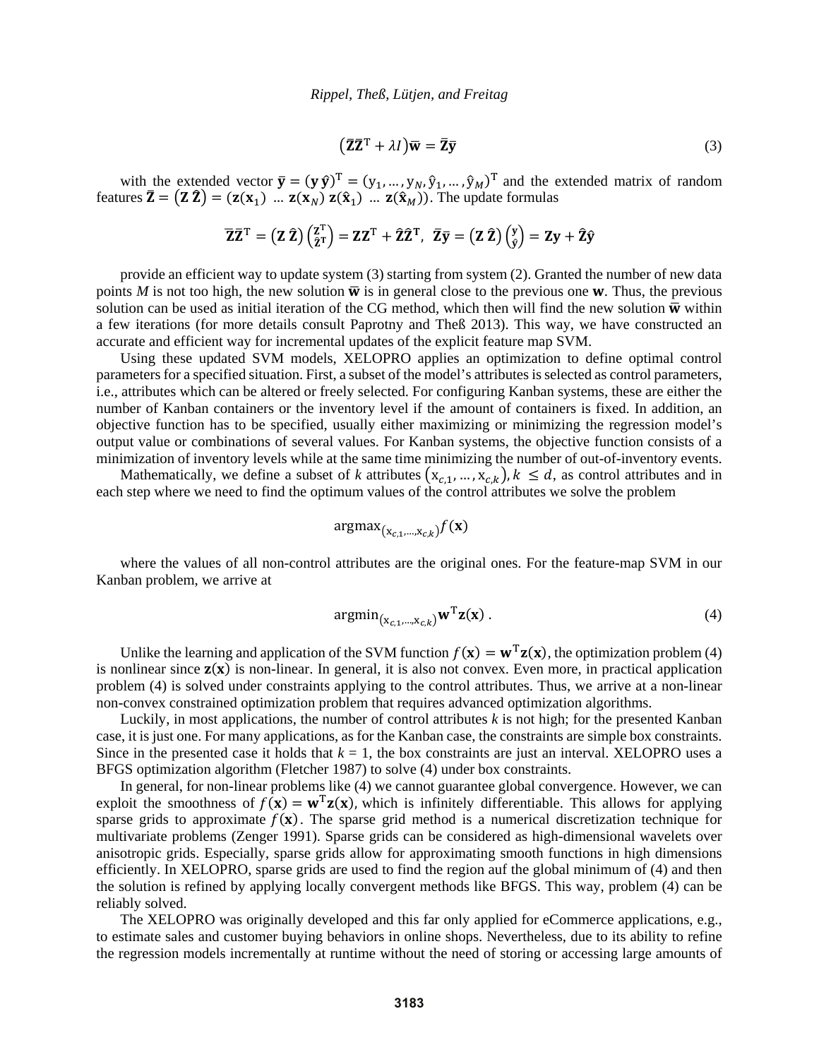$$\left(\bar{\mathbf{Z}}\bar{\mathbf{Z}}^{\mathrm{T}} + \lambda I\right)\bar{\mathbf{w}} = \bar{\mathbf{Z}}\bar{\mathbf{y}} \tag{3}$$

with the extended vector $\bar{\mathbf{y}} = (\mathbf{y}\,\hat{\mathbf{y}})^{\mathrm{T}} = (\mathrm{y}_1, \ldots, \mathrm{y}_N, \hat{\mathrm{y}}_1, \ldots, \hat{\mathrm{y}}_M)^{\mathrm{T}}$ and the extended matrix of random features $\bar{\mathbf{Z}} = \left(\mathbf{Z}\,\hat{\mathbf{Z}}\right) = (\mathbf{z}(\mathbf{x}_1)\ \ldots\ \mathbf{z}(\mathbf{x}_N)\ \mathbf{z}(\hat{\mathbf{x}}_1)\ \ldots\ \mathbf{z}(\hat{\mathbf{x}}_M))$. The update formulas

$$\bar{\mathbf{Z}}\bar{\mathbf{Z}}^{\mathrm{T}} = \left(\mathbf{Z}\,\hat{\mathbf{Z}}\right)\begin{pmatrix}\mathbf{Z}^{\mathrm{T}}\\ \hat{\mathbf{Z}}^{\mathrm{T}}\end{pmatrix} = \mathbf{Z}\mathbf{Z}^{\mathrm{T}} + \hat{\mathbf{Z}}\hat{\mathbf{Z}}^{\mathrm{T}},\ \ \bar{\mathbf{Z}}\bar{\mathbf{y}} = \left(\mathbf{Z}\,\hat{\mathbf{Z}}\right)\begin{pmatrix}\mathbf{y}\\ \hat{\mathbf{y}}\end{pmatrix} = \mathbf{Z}\mathbf{y} + \hat{\mathbf{Z}}\hat{\mathbf{y}}$$

provide an efficient way to update system (3) starting from system (2). Granted the number of new data points *M* is not too high, the new solution $\bar{\mathbf{w}}$ is in general close to the previous one $\mathbf{w}$. Thus, the previous solution can be used as initial iteration of the CG method, which then will find the new solution $\bar{\mathbf{w}}$ within a few iterations (for more details consult Paprotny and Theß 2013). This way, we have constructed an accurate and efficient way for incremental updates of the explicit feature map SVM.

Using these updated SVM models, XELOPRO applies an optimization to define optimal control parameters for a specified situation. First, a subset of the model's attributes is selected as control parameters, i.e., attributes which can be altered or freely selected. For configuring Kanban systems, these are either the number of Kanban containers or the inventory level if the amount of containers is fixed. In addition, an objective function has to be specified, usually either maximizing or minimizing the regression model's output value or combinations of several values. For Kanban systems, the objective function consists of a minimization of inventory levels while at the same time minimizing the number of out-of-inventory events.

Mathematically, we define a subset of *k* attributes $\left(\mathrm{x}_{c,1}, \ldots, \mathrm{x}_{c,k}\right), k \leq d$, as control attributes and in each step where we need to find the optimum values of the control attributes we solve the problem

$$\operatorname{argmax}_{(\mathrm{x}_{c,1},\ldots,\mathrm{x}_{c,k})} f(\mathbf{x})$$

where the values of all non-control attributes are the original ones. For the feature-map SVM in our Kanban problem, we arrive at

$$\operatorname{argmin}_{(\mathrm{x}_{c,1},\ldots,\mathrm{x}_{c,k})} \mathbf{w}^{\mathrm{T}}\mathbf{z}(\mathbf{x})\,. \tag{4}$$

Unlike the learning and application of the SVM function $f(\mathbf{x}) = \mathbf{w}^{\mathrm{T}}\mathbf{z}(\mathbf{x})$, the optimization problem (4) is nonlinear since $\mathbf{z}(\mathbf{x})$ is non-linear. In general, it is also not convex. Even more, in practical application problem (4) is solved under constraints applying to the control attributes. Thus, we arrive at a non-linear non-convex constrained optimization problem that requires advanced optimization algorithms.

Luckily, in most applications, the number of control attributes *k* is not high; for the presented Kanban case, it is just one. For many applications, as for the Kanban case, the constraints are simple box constraints. Since in the presented case it holds that *k* = 1, the box constraints are just an interval. XELOPRO uses a BFGS optimization algorithm (Fletcher 1987) to solve (4) under box constraints.

In general, for non-linear problems like (4) we cannot guarantee global convergence. However, we can exploit the smoothness of $f(\mathbf{x}) = \mathbf{w}^{\mathrm{T}}\mathbf{z}(\mathbf{x})$, which is infinitely differentiable. This allows for applying sparse grids to approximate $f(\mathbf{x})$. The sparse grid method is a numerical discretization technique for multivariate problems (Zenger 1991). Sparse grids can be considered as high-dimensional wavelets over anisotropic grids. Especially, sparse grids allow for approximating smooth functions in high dimensions efficiently. In XELOPRO, sparse grids are used to find the region auf the global minimum of (4) and then the solution is refined by applying locally convergent methods like BFGS. This way, problem (4) can be reliably solved.

The XELOPRO was originally developed and this far only applied for eCommerce applications, e.g., to estimate sales and customer buying behaviors in online shops. Nevertheless, due to its ability to refine the regression models incrementally at runtime without the need of storing or accessing large amounts of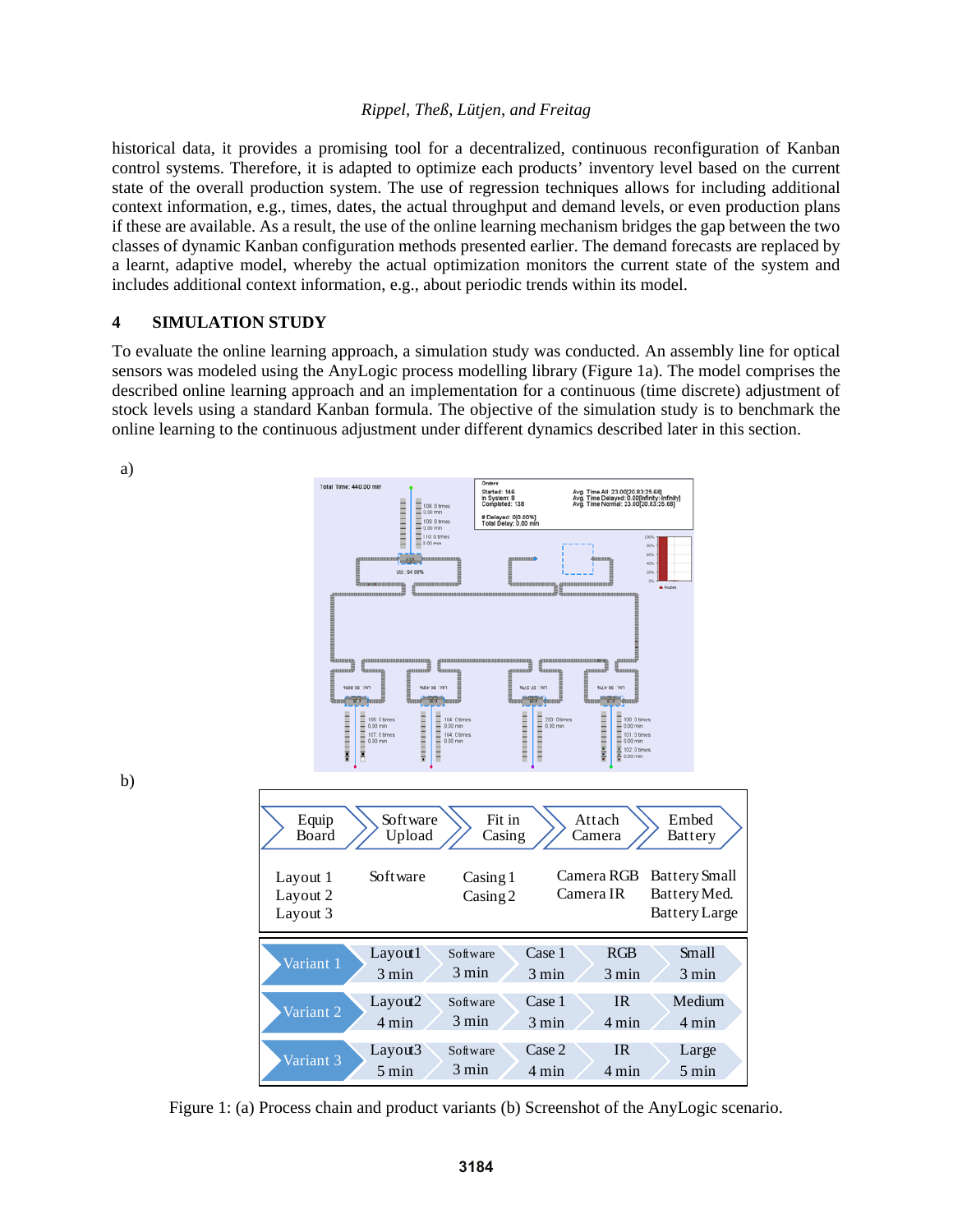historical data, it provides a promising tool for a decentralized, continuous reconfiguration of Kanban control systems. Therefore, it is adapted to optimize each products' inventory level based on the current state of the overall production system. The use of regression techniques allows for including additional context information, e.g., times, dates, the actual throughput and demand levels, or even production plans if these are available. As a result, the use of the online learning mechanism bridges the gap between the two classes of dynamic Kanban configuration methods presented earlier. The demand forecasts are replaced by a learnt, adaptive model, whereby the actual optimization monitors the current state of the system and includes additional context information, e.g., about periodic trends within its model.

## 4 SIMULATION STUDY

To evaluate the online learning approach, a simulation study was conducted. An assembly line for optical sensors was modeled using the AnyLogic process modelling library (Figure 1a). The model comprises the described online learning approach and an implementation for a continuous (time discrete) adjustment of stock levels using a standard Kanban formula. The objective of the simulation study is to benchmark the online learning to the continuous adjustment under different dynamics described later in this section.

a)

b)

| Equip Board | Software Upload | Fit in Casing | Attach Camera | Embed Battery |
|---|---|---|---|---|
| Layout 1<br>Layout 2<br>Layout 3 | Software | Casing 1<br>Casing 2 | Camera RGB<br>Camera IR | Battery Small<br>Battery Med.<br>Battery Large |

| | | | | | |
|---|---|---|---|---|---|
| Variant 1 | Layout1<br>3 min | Software<br>3 min | Case 1<br>3 min | RGB<br>3 min | Small<br>3 min |
| Variant 2 | Layout2<br>4 min | Software<br>3 min | Case 1<br>3 min | IR<br>4 min | Medium<br>4 min |
| Variant 3 | Layout3<br>5 min | Software<br>3 min | Case 2<br>4 min | IR<br>4 min | Large<br>5 min |

Figure 1: (a) Process chain and product variants (b) Screenshot of the AnyLogic scenario.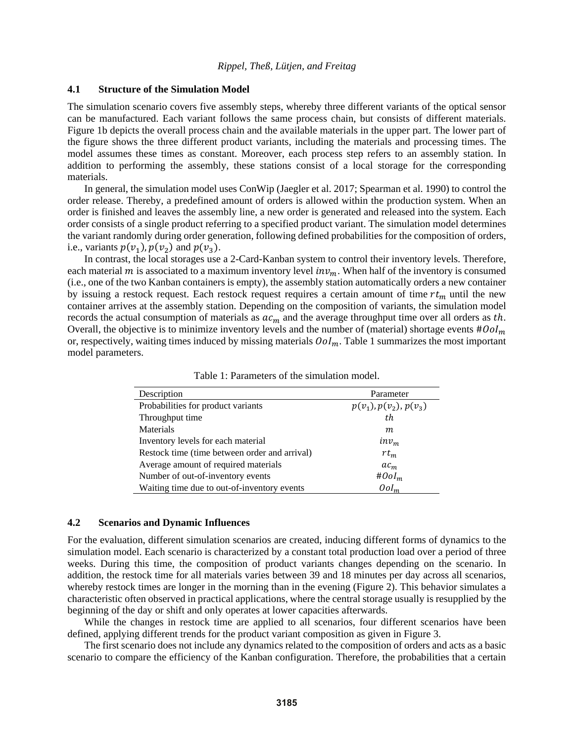### 4.1 Structure of the Simulation Model

The simulation scenario covers five assembly steps, whereby three different variants of the optical sensor can be manufactured. Each variant follows the same process chain, but consists of different materials. Figure 1b depicts the overall process chain and the available materials in the upper part. The lower part of the figure shows the three different product variants, including the materials and processing times. The model assumes these times as constant. Moreover, each process step refers to an assembly station. In addition to performing the assembly, these stations consist of a local storage for the corresponding materials.

In general, the simulation model uses ConWip (Jaegler et al. 2017; Spearman et al. 1990) to control the order release. Thereby, a predefined amount of orders is allowed within the production system. When an order is finished and leaves the assembly line, a new order is generated and released into the system. Each order consists of a single product referring to a specified product variant. The simulation model determines the variant randomly during order generation, following defined probabilities for the composition of orders, i.e., variants $p(v_1)$, $p(v_2)$ and $p(v_3)$.

In contrast, the local storages use a 2-Card-Kanban system to control their inventory levels. Therefore, each material $m$ is associated to a maximum inventory level $inv_m$. When half of the inventory is consumed (i.e., one of the two Kanban containers is empty), the assembly station automatically orders a new container by issuing a restock request. Each restock request requires a certain amount of time $rt_m$ until the new container arrives at the assembly station. Depending on the composition of variants, the simulation model records the actual consumption of materials as $ac_m$ and the average throughput time over all orders as $th$. Overall, the objective is to minimize inventory levels and the number of (material) shortage events $\#OoI_m$ or, respectively, waiting times induced by missing materials $OoI_m$. Table 1 summarizes the most important model parameters.

Table 1: Parameters of the simulation model.

| Description | Parameter |
|---|---|
| Probabilities for product variants | $p(v_1), p(v_2), p(v_3)$ |
| Throughput time | $th$ |
| Materials | $m$ |
| Inventory levels for each material | $inv_m$ |
| Restock time (time between order and arrival) | $rt_m$ |
| Average amount of required materials | $ac_m$ |
| Number of out-of-inventory events | $\#OoI_m$ |
| Waiting time due to out-of-inventory events | $OoI_m$ |

### 4.2 Scenarios and Dynamic Influences

For the evaluation, different simulation scenarios are created, inducing different forms of dynamics to the simulation model. Each scenario is characterized by a constant total production load over a period of three weeks. During this time, the composition of product variants changes depending on the scenario. In addition, the restock time for all materials varies between 39 and 18 minutes per day across all scenarios, whereby restock times are longer in the morning than in the evening (Figure 2). This behavior simulates a characteristic often observed in practical applications, where the central storage usually is resupplied by the beginning of the day or shift and only operates at lower capacities afterwards.

While the changes in restock time are applied to all scenarios, four different scenarios have been defined, applying different trends for the product variant composition as given in Figure 3.

The first scenario does not include any dynamics related to the composition of orders and acts as a basic scenario to compare the efficiency of the Kanban configuration. Therefore, the probabilities that a certain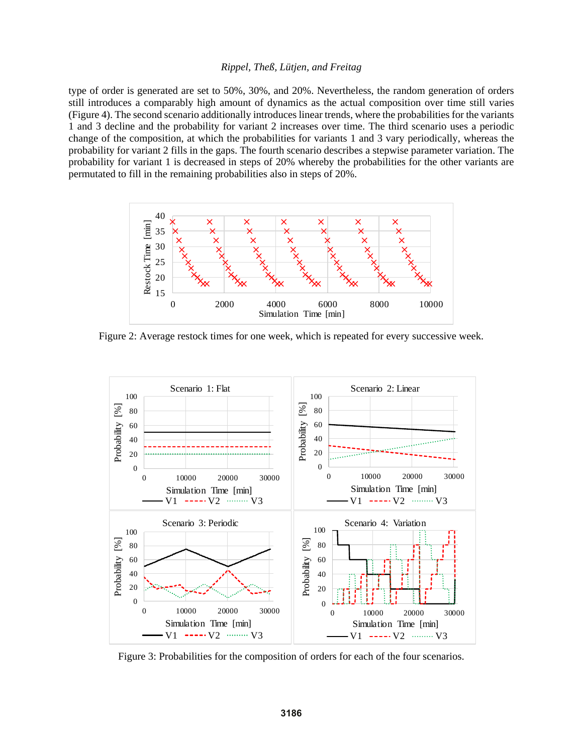type of order is generated are set to 50%, 30%, and 20%. Nevertheless, the random generation of orders still introduces a comparably high amount of dynamics as the actual composition over time still varies (Figure 4). The second scenario additionally introduces linear trends, where the probabilities for the variants 1 and 3 decline and the probability for variant 2 increases over time. The third scenario uses a periodic change of the composition, at which the probabilities for variants 1 and 3 vary periodically, whereas the probability for variant 2 fills in the gaps. The fourth scenario describes a stepwise parameter variation. The probability for variant 1 is decreased in steps of 20% whereby the probabilities for the other variants are permutated to fill in the remaining probabilities also in steps of 20%.

Figure 2: Average restock times for one week, which is repeated for every successive week.

Figure 3: Probabilities for the composition of orders for each of the four scenarios.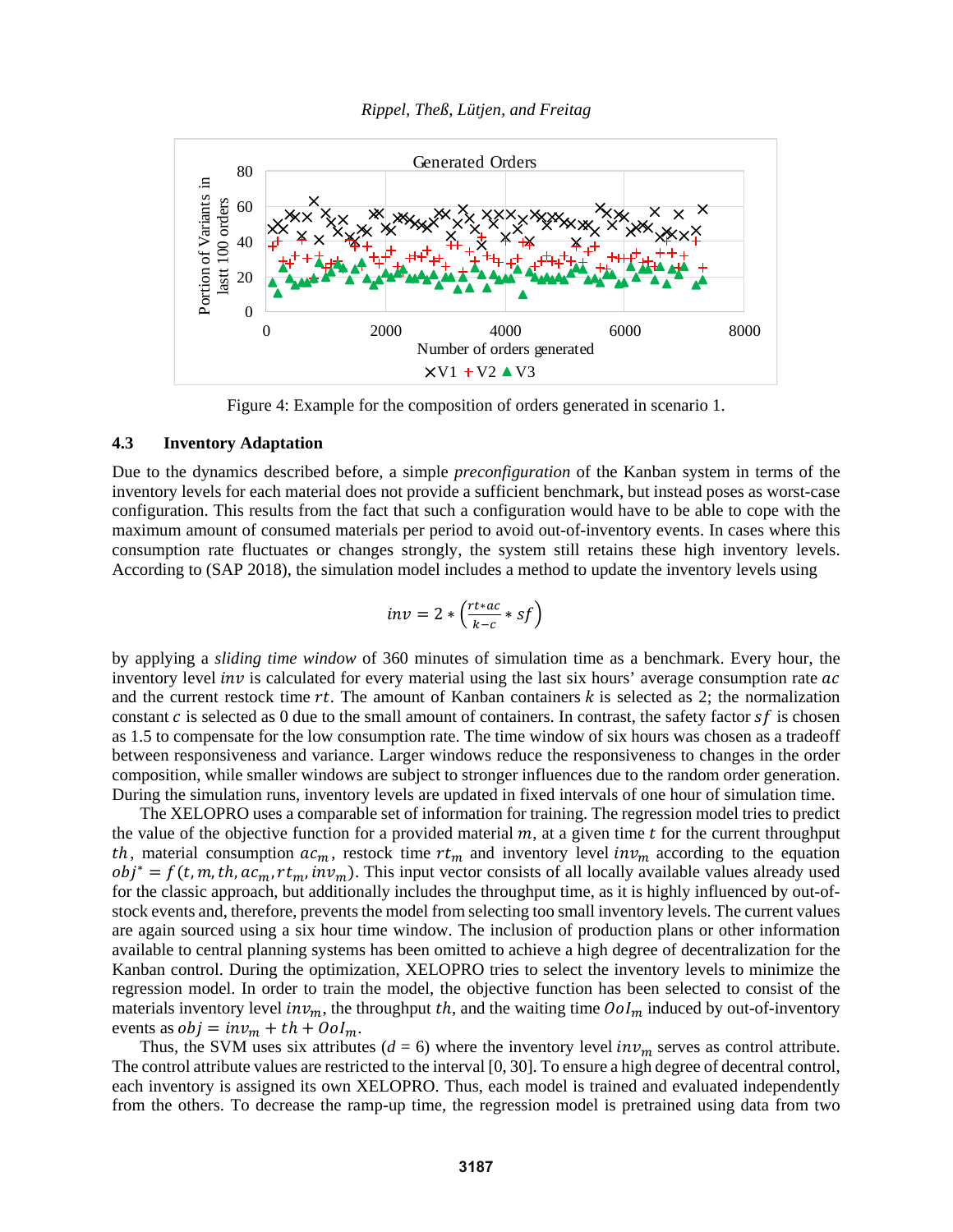Figure 4: Example for the composition of orders generated in scenario 1.

### 4.3 Inventory Adaptation

Due to the dynamics described before, a simple *preconfiguration* of the Kanban system in terms of the inventory levels for each material does not provide a sufficient benchmark, but instead poses as worst-case configuration. This results from the fact that such a configuration would have to be able to cope with the maximum amount of consumed materials per period to avoid out-of-inventory events. In cases where this consumption rate fluctuates or changes strongly, the system still retains these high inventory levels. According to (SAP 2018), the simulation model includes a method to update the inventory levels using

$$inv = 2 * \left(\frac{rt * ac}{k - c} * sf\right)$$

by applying a *sliding time window* of 360 minutes of simulation time as a benchmark. Every hour, the inventory level $inv$ is calculated for every material using the last six hours' average consumption rate $ac$ and the current restock time $rt$. The amount of Kanban containers $k$ is selected as 2; the normalization constant $c$ is selected as 0 due to the small amount of containers. In contrast, the safety factor $sf$ is chosen as 1.5 to compensate for the low consumption rate. The time window of six hours was chosen as a tradeoff between responsiveness and variance. Larger windows reduce the responsiveness to changes in the order composition, while smaller windows are subject to stronger influences due to the random order generation. During the simulation runs, inventory levels are updated in fixed intervals of one hour of simulation time.

The XELOPRO uses a comparable set of information for training. The regression model tries to predict the value of the objective function for a provided material $m$, at a given time $t$ for the current throughput $th$, material consumption $ac_m$, restock time $rt_m$ and inventory level $inv_m$ according to the equation $obj^* = f(t, m, th, ac_m, rt_m, inv_m)$. This input vector consists of all locally available values already used for the classic approach, but additionally includes the throughput time, as it is highly influenced by out-of-stock events and, therefore, prevents the model from selecting too small inventory levels. The current values are again sourced using a six hour time window. The inclusion of production plans or other information available to central planning systems has been omitted to achieve a high degree of decentralization for the Kanban control. During the optimization, XELOPRO tries to select the inventory levels to minimize the regression model. In order to train the model, the objective function has been selected to consist of the materials inventory level $inv_m$, the throughput $th$, and the waiting time $OoI_m$ induced by out-of-inventory events as $obj = inv_m + th + OoI_m$.

Thus, the SVM uses six attributes ($d$ = 6) where the inventory level $inv_m$ serves as control attribute. The control attribute values are restricted to the interval [0, 30]. To ensure a high degree of decentral control, each inventory is assigned its own XELOPRO. Thus, each model is trained and evaluated independently from the others. To decrease the ramp-up time, the regression model is pretrained using data from two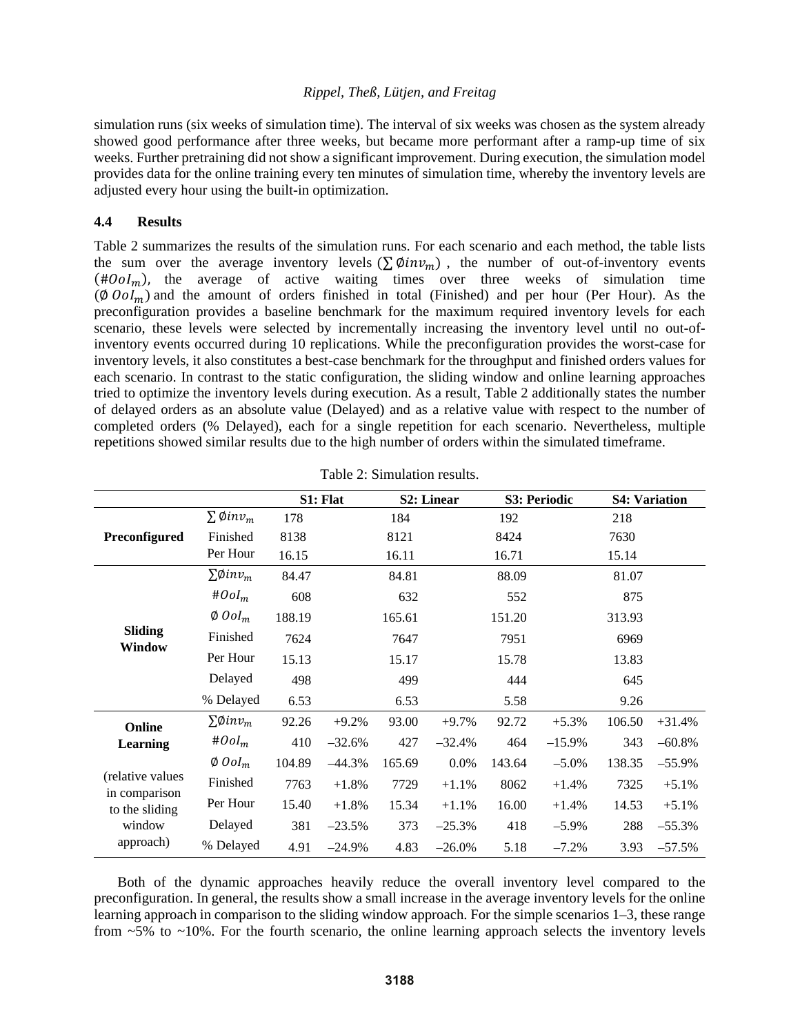simulation runs (six weeks of simulation time). The interval of six weeks was chosen as the system already showed good performance after three weeks, but became more performant after a ramp-up time of six weeks. Further pretraining did not show a significant improvement. During execution, the simulation model provides data for the online training every ten minutes of simulation time, whereby the inventory levels are adjusted every hour using the built-in optimization.

### 4.4 Results

Table 2 summarizes the results of the simulation runs. For each scenario and each method, the table lists the sum over the average inventory levels ($\sum \emptyset inv_m$), the number of out-of-inventory events ($\#OoI_m$), the average of active waiting times over three weeks of simulation time ($\emptyset\, OoI_m$) and the amount of orders finished in total (Finished) and per hour (Per Hour). As the preconfiguration provides a baseline benchmark for the maximum required inventory levels for each scenario, these levels were selected by incrementally increasing the inventory level until no out-of-inventory events occurred during 10 replications. While the preconfiguration provides the worst-case for inventory levels, it also constitutes a best-case benchmark for the throughput and finished orders values for each scenario. In contrast to the static configuration, the sliding window and online learning approaches tried to optimize the inventory levels during execution. As a result, Table 2 additionally states the number of delayed orders as an absolute value (Delayed) and as a relative value with respect to the number of completed orders (% Delayed), each for a single repetition for each scenario. Nevertheless, multiple repetitions showed similar results due to the high number of orders within the simulated timeframe.

Table 2: Simulation results.

| | | S1: Flat | | S2: Linear | | S3: Periodic | | S4: Variation | |
|---|---|---|---|---|---|---|---|---|---|
| **Preconfigured** | $\sum \emptyset inv_m$ | 178 | | 184 | | 192 | | 218 | |
| | Finished | 8138 | | 8121 | | 8424 | | 7630 | |
| | Per Hour | 16.15 | | 16.11 | | 16.71 | | 15.14 | |
| **Sliding Window** | $\sum \emptyset inv_m$ | 84.47 | | 84.81 | | 88.09 | | 81.07 | |
| | $\#OoI_m$ | 608 | | 632 | | 552 | | 875 | |
| | $\emptyset\, OoI_m$ | 188.19 | | 165.61 | | 151.20 | | 313.93 | |
| | Finished | 7624 | | 7647 | | 7951 | | 6969 | |
| | Per Hour | 15.13 | | 15.17 | | 15.78 | | 13.83 | |
| | Delayed | 498 | | 499 | | 444 | | 645 | |
| | % Delayed | 6.53 | | 6.53 | | 5.58 | | 9.26 | |
| **Online Learning** | $\sum \emptyset inv_m$ | 92.26 | +9.2% | 93.00 | +9.7% | 92.72 | +5.3% | 106.50 | +31.4% |
| | $\#OoI_m$ | 410 | –32.6% | 427 | –32.4% | 464 | –15.9% | 343 | –60.8% |
| (relative values in comparison to the sliding window approach) | $\emptyset\, OoI_m$ | 104.89 | –44.3% | 165.69 | 0.0% | 143.64 | –5.0% | 138.35 | –55.9% |
| | Finished | 7763 | +1.8% | 7729 | +1.1% | 8062 | +1.4% | 7325 | +5.1% |
| | Per Hour | 15.40 | +1.8% | 15.34 | +1.1% | 16.00 | +1.4% | 14.53 | +5.1% |
| | Delayed | 381 | –23.5% | 373 | –25.3% | 418 | –5.9% | 288 | –55.3% |
| | % Delayed | 4.91 | –24.9% | 4.83 | –26.0% | 5.18 | –7.2% | 3.93 | –57.5% |

Both of the dynamic approaches heavily reduce the overall inventory level compared to the preconfiguration. In general, the results show a small increase in the average inventory levels for the online learning approach in comparison to the sliding window approach. For the simple scenarios 1–3, these range from ~5% to ~10%. For the fourth scenario, the online learning approach selects the inventory levels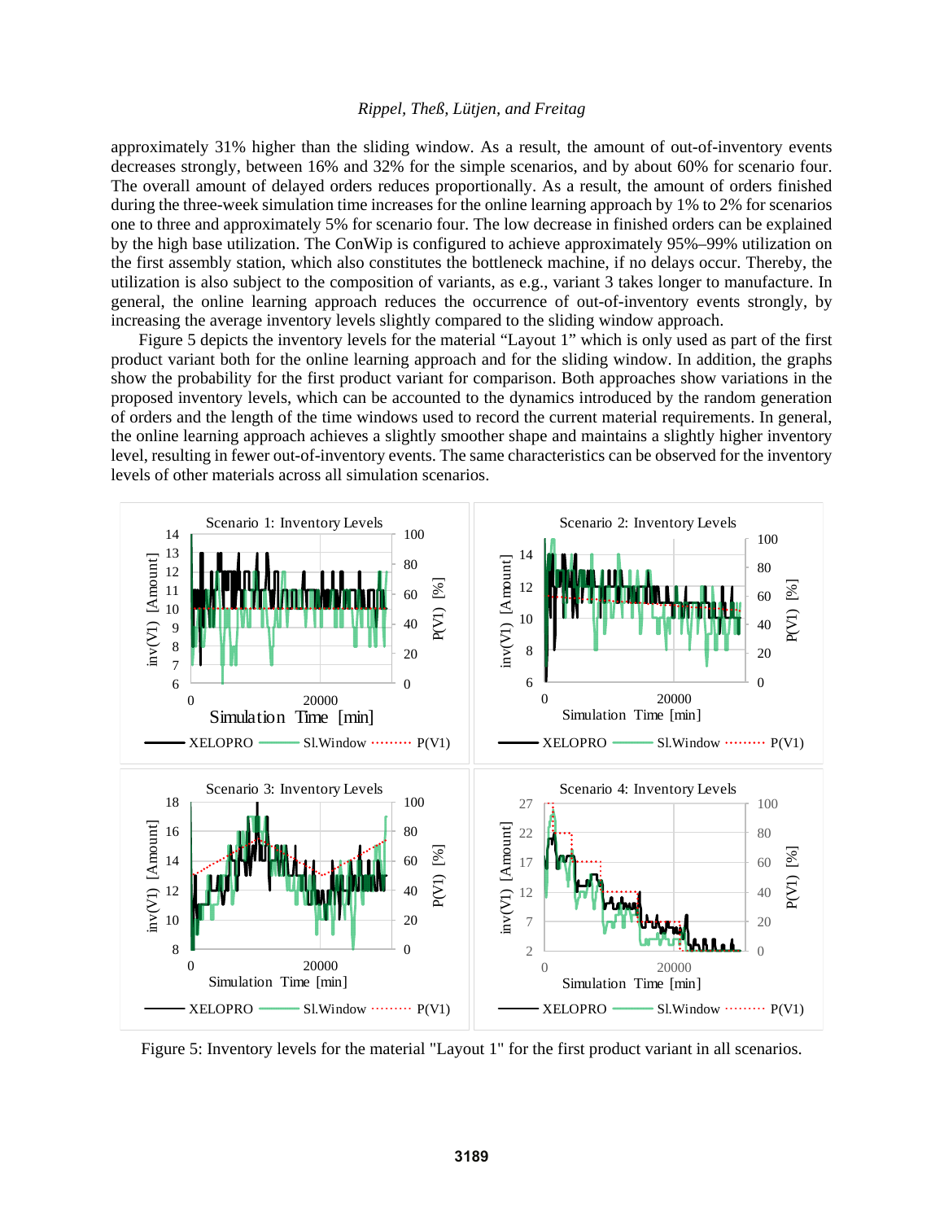approximately 31% higher than the sliding window. As a result, the amount of out-of-inventory events decreases strongly, between 16% and 32% for the simple scenarios, and by about 60% for scenario four. The overall amount of delayed orders reduces proportionally. As a result, the amount of orders finished during the three-week simulation time increases for the online learning approach by 1% to 2% for scenarios one to three and approximately 5% for scenario four. The low decrease in finished orders can be explained by the high base utilization. The ConWip is configured to achieve approximately 95%–99% utilization on the first assembly station, which also constitutes the bottleneck machine, if no delays occur. Thereby, the utilization is also subject to the composition of variants, as e.g., variant 3 takes longer to manufacture. In general, the online learning approach reduces the occurrence of out-of-inventory events strongly, by increasing the average inventory levels slightly compared to the sliding window approach.

Figure 5 depicts the inventory levels for the material "Layout 1" which is only used as part of the first product variant both for the online learning approach and for the sliding window. In addition, the graphs show the probability for the first product variant for comparison. Both approaches show variations in the proposed inventory levels, which can be accounted to the dynamics introduced by the random generation of orders and the length of the time windows used to record the current material requirements. In general, the online learning approach achieves a slightly smoother shape and maintains a slightly higher inventory level, resulting in fewer out-of-inventory events. The same characteristics can be observed for the inventory levels of other materials across all simulation scenarios.

Figure 5: Inventory levels for the material "Layout 1" for the first product variant in all scenarios.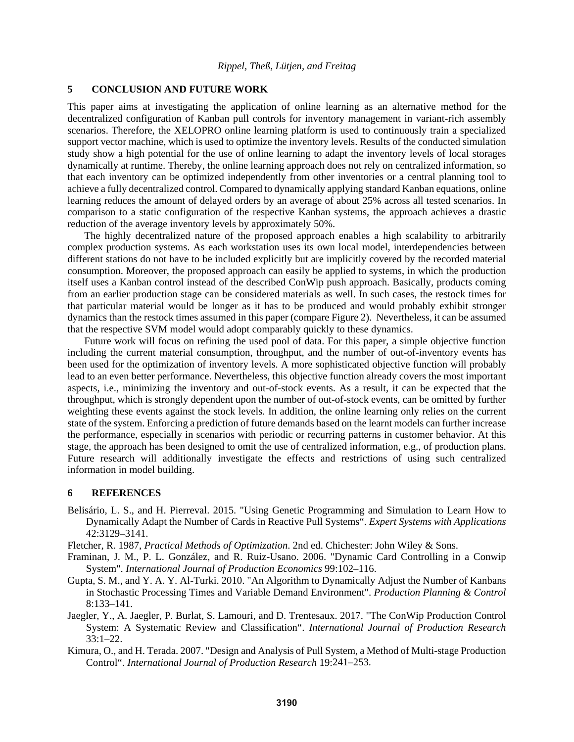## 5 CONCLUSION AND FUTURE WORK

This paper aims at investigating the application of online learning as an alternative method for the decentralized configuration of Kanban pull controls for inventory management in variant-rich assembly scenarios. Therefore, the XELOPRO online learning platform is used to continuously train a specialized support vector machine, which is used to optimize the inventory levels. Results of the conducted simulation study show a high potential for the use of online learning to adapt the inventory levels of local storages dynamically at runtime. Thereby, the online learning approach does not rely on centralized information, so that each inventory can be optimized independently from other inventories or a central planning tool to achieve a fully decentralized control. Compared to dynamically applying standard Kanban equations, online learning reduces the amount of delayed orders by an average of about 25% across all tested scenarios. In comparison to a static configuration of the respective Kanban systems, the approach achieves a drastic reduction of the average inventory levels by approximately 50%.

The highly decentralized nature of the proposed approach enables a high scalability to arbitrarily complex production systems. As each workstation uses its own local model, interdependencies between different stations do not have to be included explicitly but are implicitly covered by the recorded material consumption. Moreover, the proposed approach can easily be applied to systems, in which the production itself uses a Kanban control instead of the described ConWip push approach. Basically, products coming from an earlier production stage can be considered materials as well. In such cases, the restock times for that particular material would be longer as it has to be produced and would probably exhibit stronger dynamics than the restock times assumed in this paper (compare Figure 2). Nevertheless, it can be assumed that the respective SVM model would adopt comparably quickly to these dynamics.

Future work will focus on refining the used pool of data. For this paper, a simple objective function including the current material consumption, throughput, and the number of out-of-inventory events has been used for the optimization of inventory levels. A more sophisticated objective function will probably lead to an even better performance. Nevertheless, this objective function already covers the most important aspects, i.e., minimizing the inventory and out-of-stock events. As a result, it can be expected that the throughput, which is strongly dependent upon the number of out-of-stock events, can be omitted by further weighting these events against the stock levels. In addition, the online learning only relies on the current state of the system. Enforcing a prediction of future demands based on the learnt models can further increase the performance, especially in scenarios with periodic or recurring patterns in customer behavior. At this stage, the approach has been designed to omit the use of centralized information, e.g., of production plans. Future research will additionally investigate the effects and restrictions of using such centralized information in model building.

## 6 REFERENCES

Belisário, L. S., and H. Pierreval. 2015. "Using Genetic Programming and Simulation to Learn How to Dynamically Adapt the Number of Cards in Reactive Pull Systems". *Expert Systems with Applications* 42:3129–3141.

Fletcher, R. 1987, *Practical Methods of Optimization*. 2nd ed. Chichester: John Wiley & Sons.

Framinan, J. M., P. L. González, and R. Ruiz-Usano. 2006. "Dynamic Card Controlling in a Conwip System". *International Journal of Production Economics* 99:102–116.

Gupta, S. M., and Y. A. Y. Al-Turki. 2010. "An Algorithm to Dynamically Adjust the Number of Kanbans in Stochastic Processing Times and Variable Demand Environment". *Production Planning & Control* 8:133–141.

Jaegler, Y., A. Jaegler, P. Burlat, S. Lamouri, and D. Trentesaux. 2017. "The ConWip Production Control System: A Systematic Review and Classification". *International Journal of Production Research* 33:1–22.

Kimura, O., and H. Terada. 2007. "Design and Analysis of Pull System, a Method of Multi-stage Production Control". *International Journal of Production Research* 19:241–253.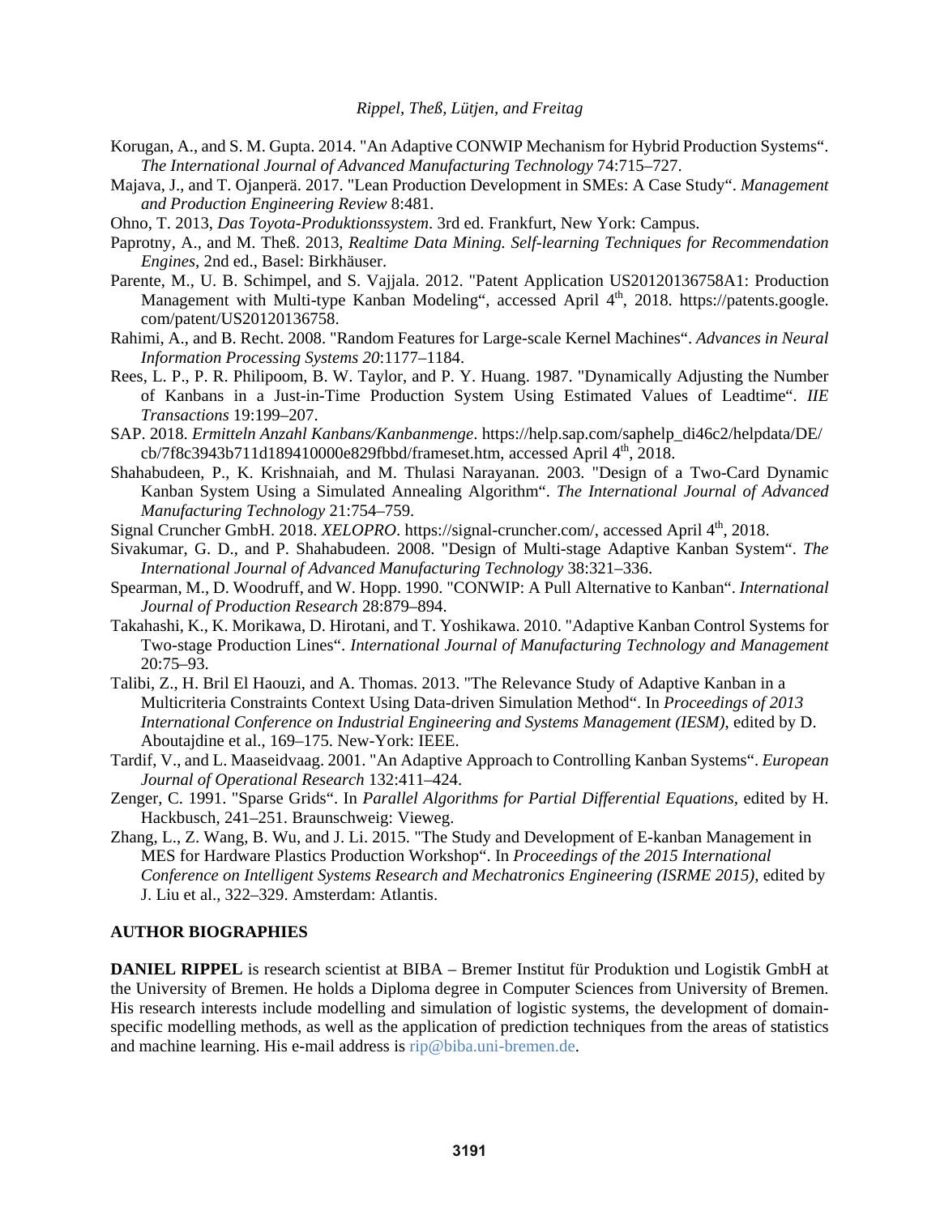Korugan, A., and S. M. Gupta. 2014. "An Adaptive CONWIP Mechanism for Hybrid Production Systems“. *The International Journal of Advanced Manufacturing Technology* 74:715–727.

Majava, J., and T. Ojanperä. 2017. "Lean Production Development in SMEs: A Case Study“. *Management and Production Engineering Review* 8:481.

Ohno, T. 2013, *Das Toyota-Produktionssystem*. 3rd ed. Frankfurt, New York: Campus.

Paprotny, A., and M. Theß. 2013, *Realtime Data Mining. Self-learning Techniques for Recommendation Engines*, 2nd ed., Basel: Birkhäuser.

Parente, M., U. B. Schimpel, and S. Vajjala. 2012. "Patent Application US20120136758A1: Production Management with Multi-type Kanban Modeling“, accessed April 4th, 2018. https://patents.google.com/patent/US20120136758.

Rahimi, A., and B. Recht. 2008. "Random Features for Large-scale Kernel Machines“. *Advances in Neural Information Processing Systems 20*:1177–1184.

Rees, L. P., P. R. Philipoom, B. W. Taylor, and P. Y. Huang. 1987. "Dynamically Adjusting the Number of Kanbans in a Just-in-Time Production System Using Estimated Values of Leadtime“. *IIE Transactions* 19:199–207.

SAP. 2018. *Ermitteln Anzahl Kanbans/Kanbanmenge*. https://help.sap.com/saphelp_di46c2/helpdata/DE/cb/7f8c3943b711d189410000e829fbbd/frameset.htm, accessed April 4th, 2018.

Shahabudeen, P., K. Krishnaiah, and M. Thulasi Narayanan. 2003. "Design of a Two-Card Dynamic Kanban System Using a Simulated Annealing Algorithm“. *The International Journal of Advanced Manufacturing Technology* 21:754–759.

Signal Cruncher GmbH. 2018. *XELOPRO*. https://signal-cruncher.com/, accessed April 4th, 2018.

Sivakumar, G. D., and P. Shahabudeen. 2008. "Design of Multi-stage Adaptive Kanban System“. *The International Journal of Advanced Manufacturing Technology* 38:321–336.

Spearman, M., D. Woodruff, and W. Hopp. 1990. "CONWIP: A Pull Alternative to Kanban“. *International Journal of Production Research* 28:879–894.

Takahashi, K., K. Morikawa, D. Hirotani, and T. Yoshikawa. 2010. "Adaptive Kanban Control Systems for Two-stage Production Lines“. *International Journal of Manufacturing Technology and Management* 20:75–93.

Talibi, Z., H. Bril El Haouzi, and A. Thomas. 2013. "The Relevance Study of Adaptive Kanban in a Multicriteria Constraints Context Using Data-driven Simulation Method“. In *Proceedings of 2013 International Conference on Industrial Engineering and Systems Management (IESM)*, edited by D. Aboutajdine et al., 169–175. New-York: IEEE.

Tardif, V., and L. Maaseidvaag. 2001. "An Adaptive Approach to Controlling Kanban Systems“. *European Journal of Operational Research* 132:411–424.

Zenger, C. 1991. "Sparse Grids“. In *Parallel Algorithms for Partial Differential Equations*, edited by H. Hackbusch, 241–251. Braunschweig: Vieweg.

Zhang, L., Z. Wang, B. Wu, and J. Li. 2015. "The Study and Development of E-kanban Management in MES for Hardware Plastics Production Workshop“. In *Proceedings of the 2015 International Conference on Intelligent Systems Research and Mechatronics Engineering (ISRME 2015)*, edited by J. Liu et al., 322–329. Amsterdam: Atlantis.

## AUTHOR BIOGRAPHIES

**DANIEL RIPPEL** is research scientist at BIBA – Bremer Institut für Produktion und Logistik GmbH at the University of Bremen. He holds a Diploma degree in Computer Sciences from University of Bremen. His research interests include modelling and simulation of logistic systems, the development of domain-specific modelling methods, as well as the application of prediction techniques from the areas of statistics and machine learning. His e-mail address is rip@biba.uni-bremen.de.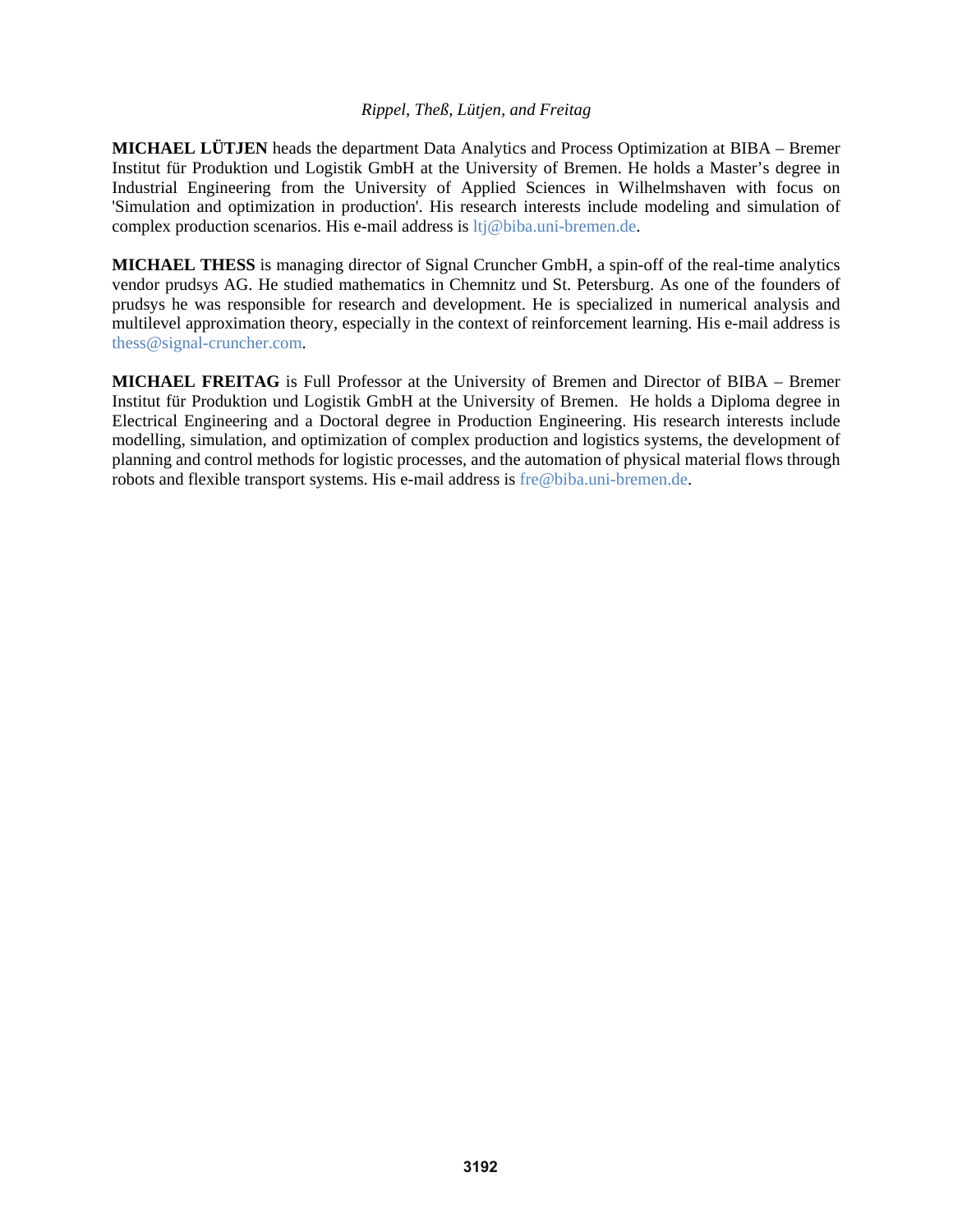**MICHAEL LÜTJEN** heads the department Data Analytics and Process Optimization at BIBA – Bremer Institut für Produktion und Logistik GmbH at the University of Bremen. He holds a Master's degree in Industrial Engineering from the University of Applied Sciences in Wilhelmshaven with focus on 'Simulation and optimization in production'. His research interests include modeling and simulation of complex production scenarios. His e-mail address is ltj@biba.uni-bremen.de.

**MICHAEL THESS** is managing director of Signal Cruncher GmbH, a spin-off of the real-time analytics vendor prudsys AG. He studied mathematics in Chemnitz und St. Petersburg. As one of the founders of prudsys he was responsible for research and development. He is specialized in numerical analysis and multilevel approximation theory, especially in the context of reinforcement learning. His e-mail address is thess@signal-cruncher.com.

**MICHAEL FREITAG** is Full Professor at the University of Bremen and Director of BIBA – Bremer Institut für Produktion und Logistik GmbH at the University of Bremen. He holds a Diploma degree in Electrical Engineering and a Doctoral degree in Production Engineering. His research interests include modelling, simulation, and optimization of complex production and logistics systems, the development of planning and control methods for logistic processes, and the automation of physical material flows through robots and flexible transport systems. His e-mail address is fre@biba.uni-bremen.de.